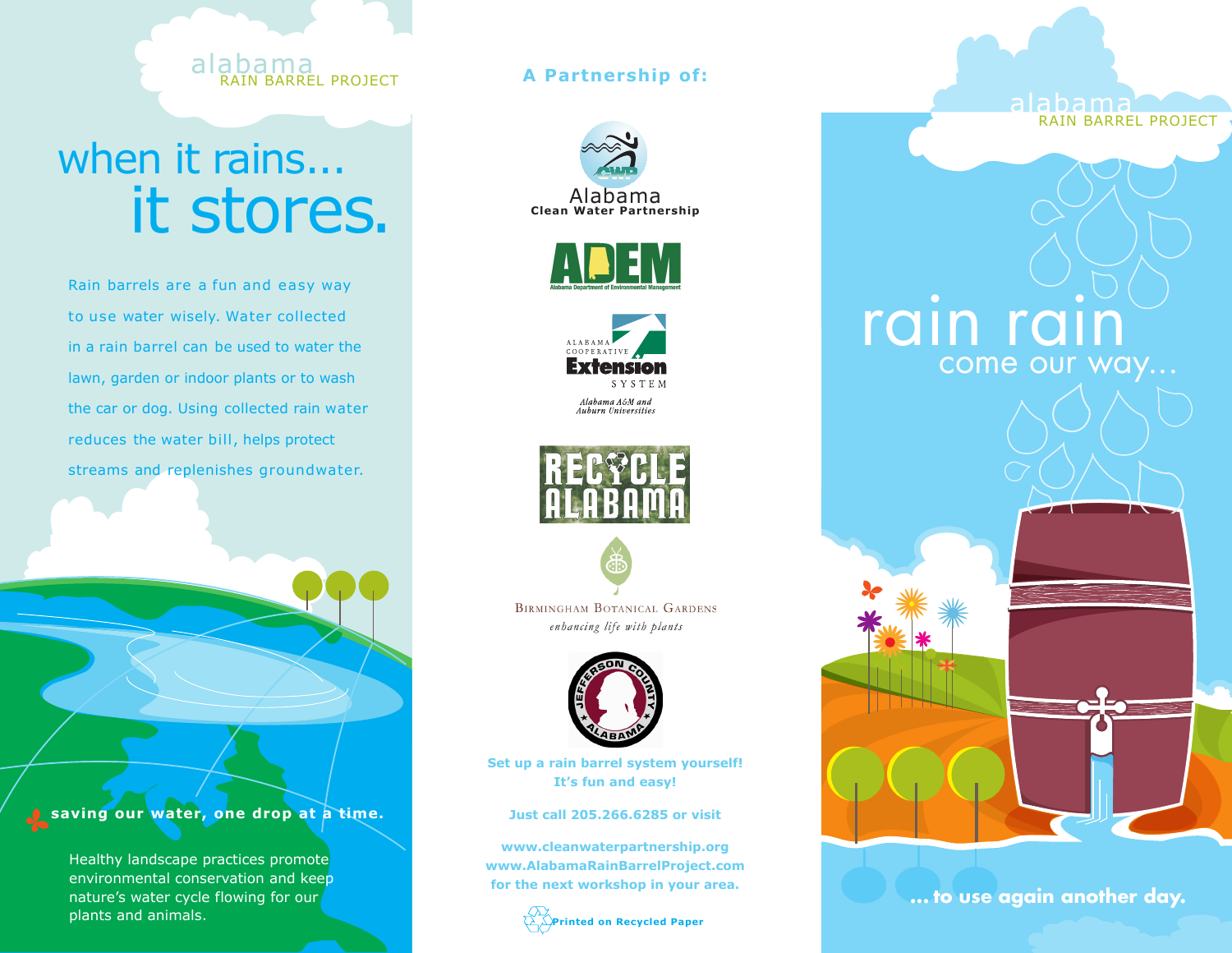alabama
RAIN BARREL PROJECT

# when it rains... it stores.

Rain barrels are a fun and easy way to use water wisely. Water collected in a rain barrel can be used to water the lawn, garden or indoor plants or to wash the car or dog. Using collected rain water reduces the water bill, helps protect streams and replenishes groundwater.

**saving our water, one drop at a time.**

Healthy landscape practices promote environmental conservation and keep nature's water cycle flowing for our plants and animals.

## A Partnership of:

Alabama Clean Water Partnership

ADEM
Alabama Department of Environmental Management

Alabama Cooperative Extension System
Alabama A&M and Auburn Universities

Recycle Alabama

Birmingham Botanical Gardens
*enhancing life with plants*

Jefferson County Alabama

**Set up a rain barrel system yourself! It's fun and easy!**

**Just call 205.266.6285 or visit**

**www.cleanwaterpartnership.org**
**www.AlabamaRainBarrelProject.com**
**for the next workshop in your area.**

**Printed on Recycled Paper**

alabama
RAIN BARREL PROJECT

# rain rain come our way...

**... to use again another day.**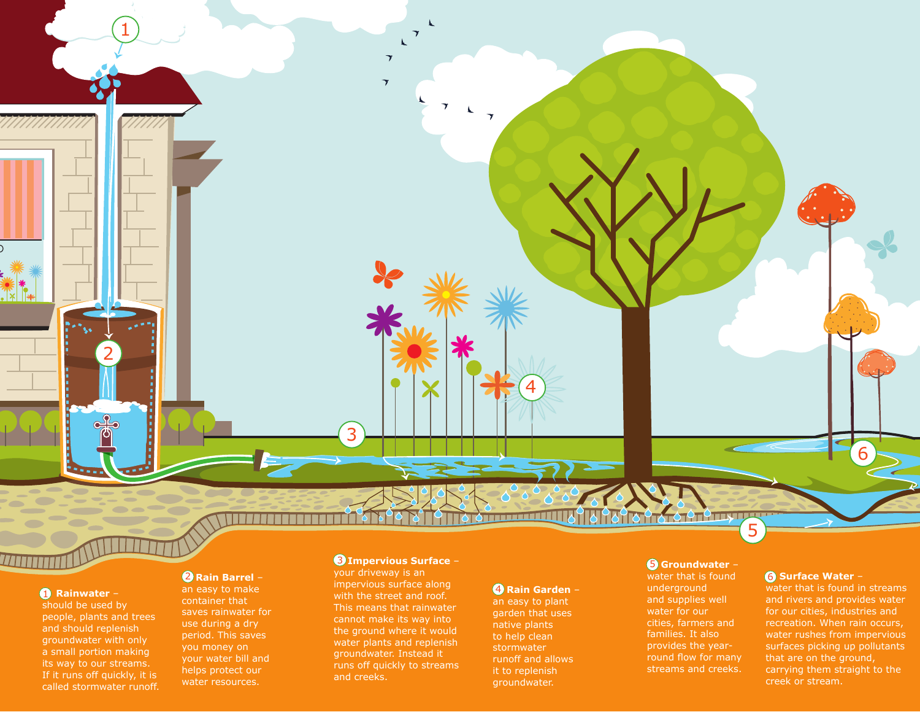1 **Rainwater** – should be used by people, plants and trees and should replenish groundwater with only a small portion making its way to our streams. If it runs off quickly, it is called stormwater runoff.

2 **Rain Barrel** – an easy to make container that saves rainwater for use during a dry period. This saves you money on your water bill and helps protect our water resources.

3 **Impervious Surface** – your driveway is an impervious surface along with the street and roof. This means that rainwater cannot make its way into the ground where it would water plants and replenish groundwater. Instead it runs off quickly to streams and creeks.

4 **Rain Garden** – an easy to plant garden that uses native plants to help clean stormwater runoff and allows it to replenish groundwater.

5 **Groundwater** – water that is found underground and supplies well water for our cities, farmers and families. It also provides the year-round flow for many streams and creeks.

6 **Surface Water** – water that is found in streams and rivers and provides water for our cities, industries and recreation. When rain occurs, water rushes from impervious surfaces picking up pollutants that are on the ground, carrying them straight to the creek or stream.